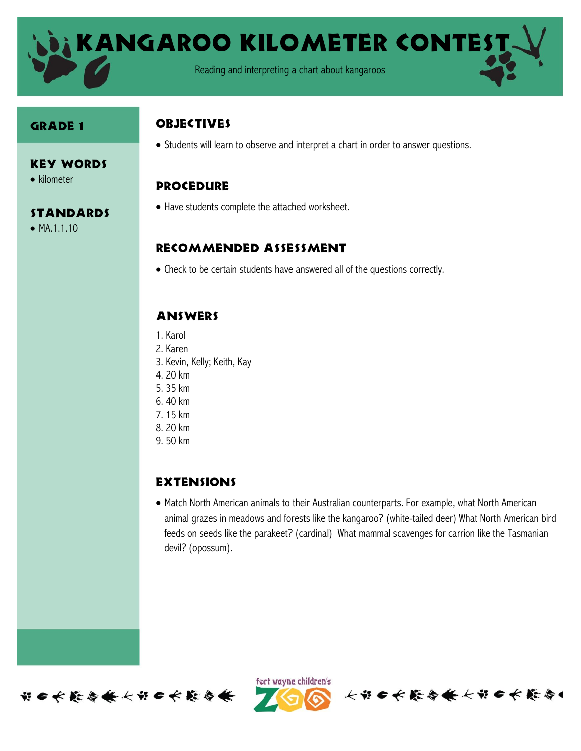# Kangaroo Kilometer Contest

Reading and interpreting a chart about kangaroos

## Grade 1

### Key Words

- kilometer

### Standards

- MA.1.1.10

## Objectives

- Students will learn to observe and interpret a chart in order to answer questions.

## Procedure

- Have students complete the attached worksheet.

## Recommended Assessment

- Check to be certain students have answered all of the questions correctly.

## Answers

1. Karol
2. Karen
3. Kevin, Kelly; Keith, Kay
4. 20 km
5. 35 km
6. 40 km
7. 15 km
8. 20 km
9. 50 km

## Extensions

- Match North American animals to their Australian counterparts. For example, what North American animal grazes in meadows and forests like the kangaroo? (white-tailed deer) What North American bird feeds on seeds like the parakeet? (cardinal) What mammal scavenges for carrion like the Tasmanian devil? (opossum).

fort wayne children's ZOO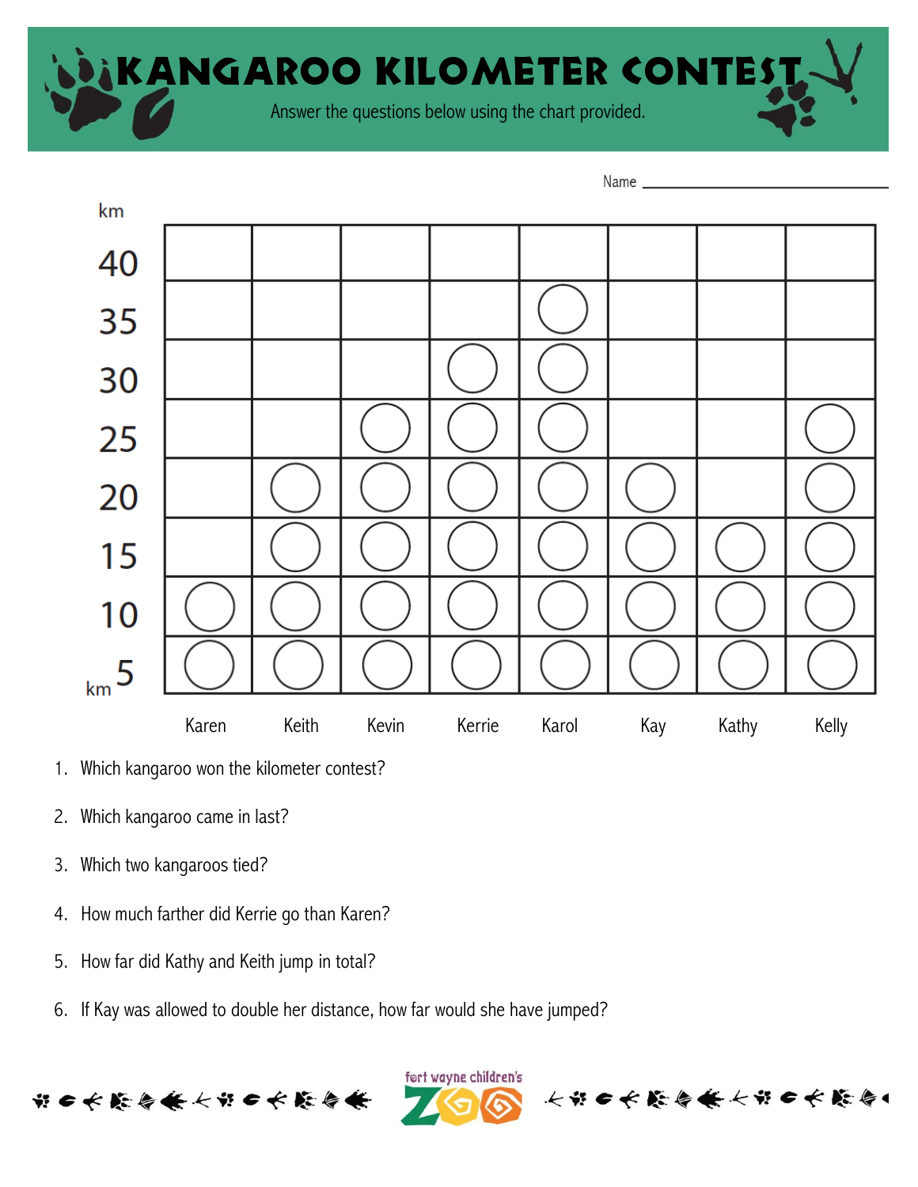# KANGAROO KILOMETER CONTEST

Answer the questions below using the chart provided.

Name ______________________________

km

40

35

30

25

20

15

10

km 5

Karen Keith Kevin Kerrie Karol Kay Kathy Kelly

1. Which kangaroo won the kilometer contest?
2. Which kangaroo came in last?
3. Which two kangaroos tied?
4. How much farther did Kerrie go than Karen?
5. How far did Kathy and Keith jump in total?
6. If Kay was allowed to double her distance, how far would she have jumped?

fort wayne children's ZOO